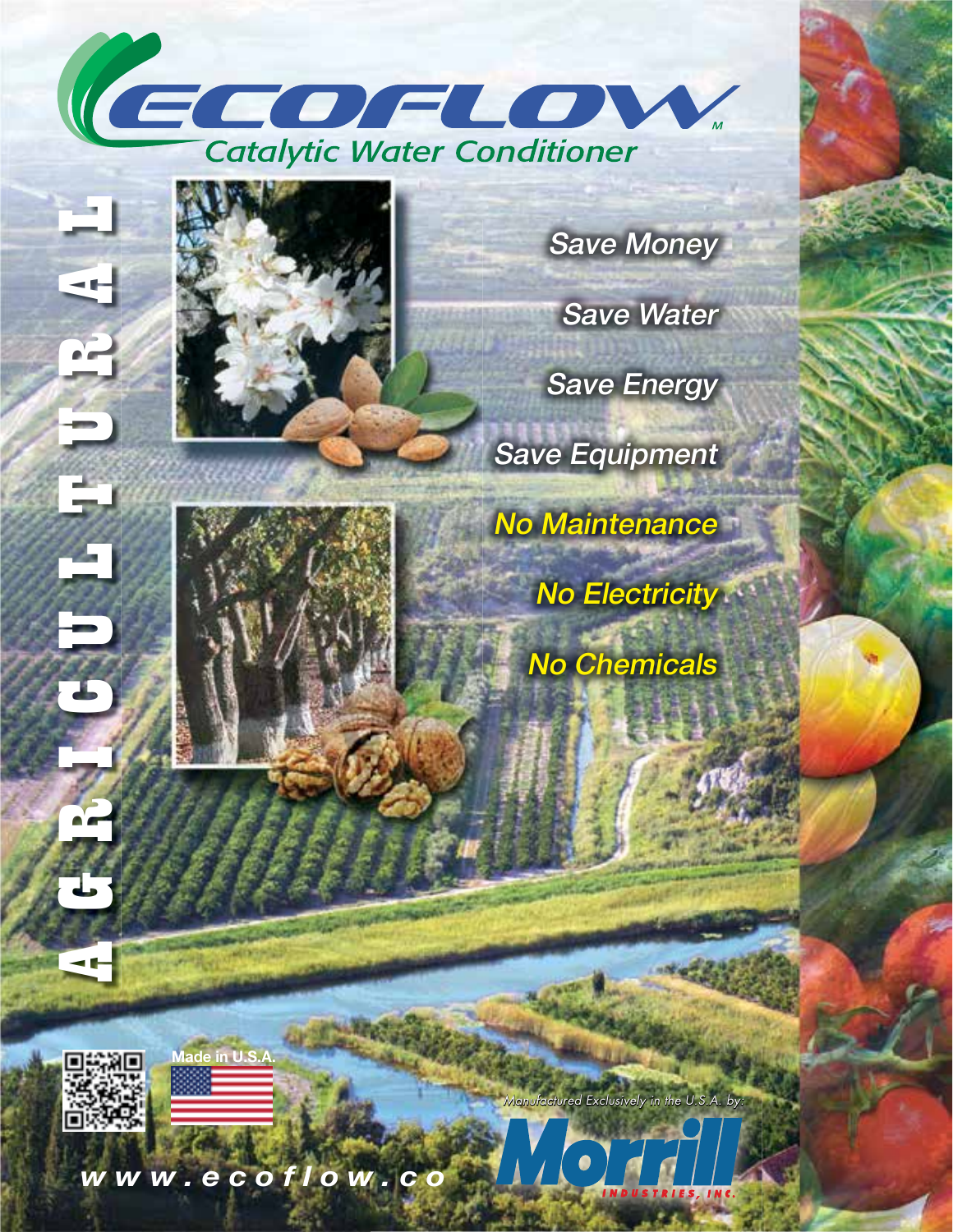# ECOFLOW

## Catalytic Water Conditioner

AGRICULTURAL

*Save Money*

*Save Water*

*Save Energy*

*Save Equipment*

*No Maintenance*

*No Electricity*

*No Chemicals*

Made in U.S.A.

*Manufactured Exclusively in the U.S.A. by:*

**Morrill**

INDUSTRIES, INC.

*www.ecoflow.co*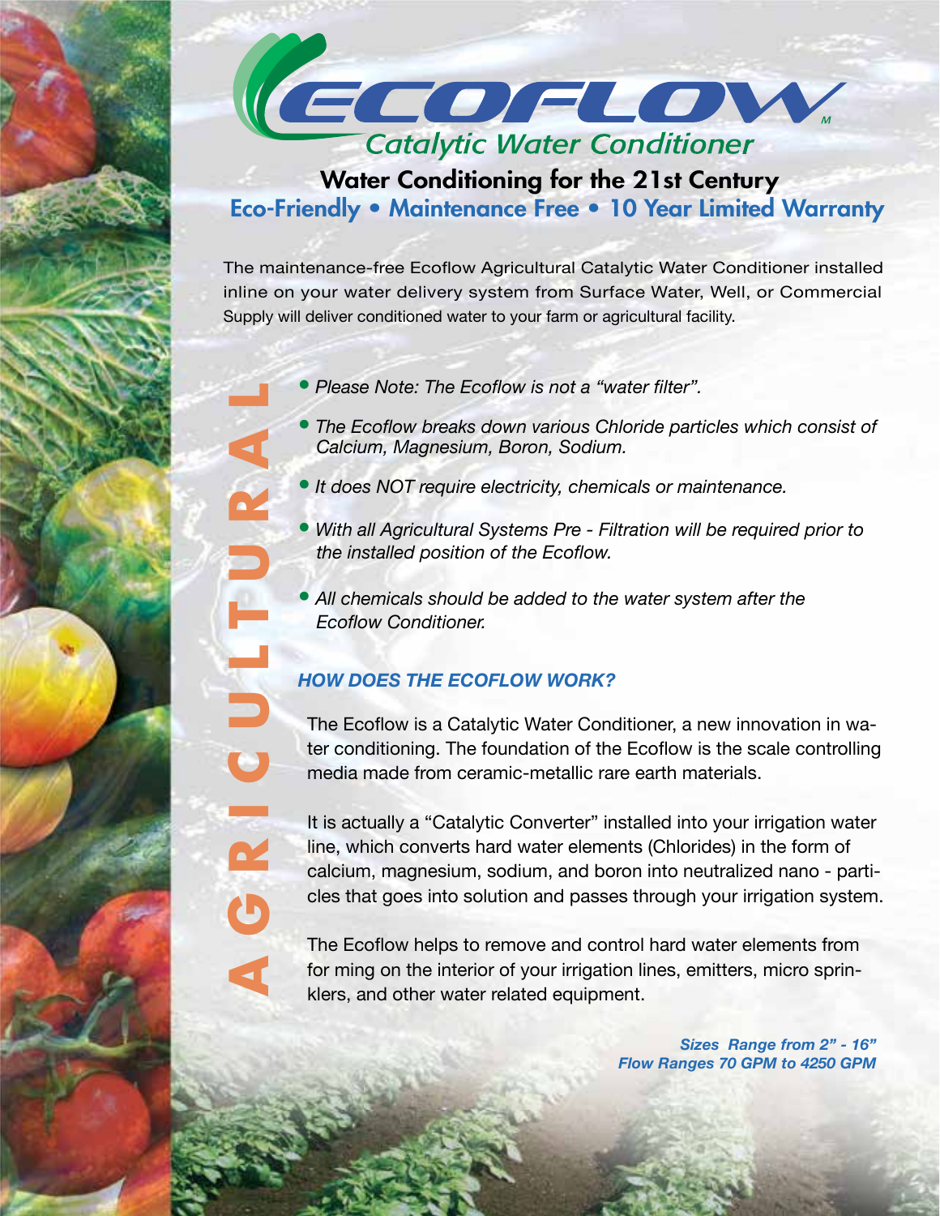# ECOFLOW

## Catalytic Water Conditioner

### Water Conditioning for the 21st Century

**Eco-Friendly • Maintenance Free • 10 Year Limited Warranty**

The maintenance-free Ecoflow Agricultural Catalytic Water Conditioner installed inline on your water delivery system from Surface Water, Well, or Commercial Supply will deliver conditioned water to your farm or agricultural facility.

**AGRICULTURAL**

- *Please Note: The Ecoflow is not a "water filter".*
- *The Ecoflow breaks down various Chloride particles which consist of Calcium, Magnesium, Boron, Sodium.*
- *It does NOT require electricity, chemicals or maintenance.*
- *With all Agricultural Systems Pre - Filtration will be required prior to the installed position of the Ecoflow.*
- *All chemicals should be added to the water system after the Ecoflow Conditioner.*

### *HOW DOES THE ECOFLOW WORK?*

The Ecoflow is a Catalytic Water Conditioner, a new innovation in water conditioning. The foundation of the Ecoflow is the scale controlling media made from ceramic-metallic rare earth materials.

It is actually a "Catalytic Converter" installed into your irrigation water line, which converts hard water elements (Chlorides) in the form of calcium, magnesium, sodium, and boron into neutralized nano - particles that goes into solution and passes through your irrigation system.

The Ecoflow helps to remove and control hard water elements from for ming on the interior of your irrigation lines, emitters, micro sprinklers, and other water related equipment.

***Sizes Range from 2" - 16"***
***Flow Ranges 70 GPM to 4250 GPM***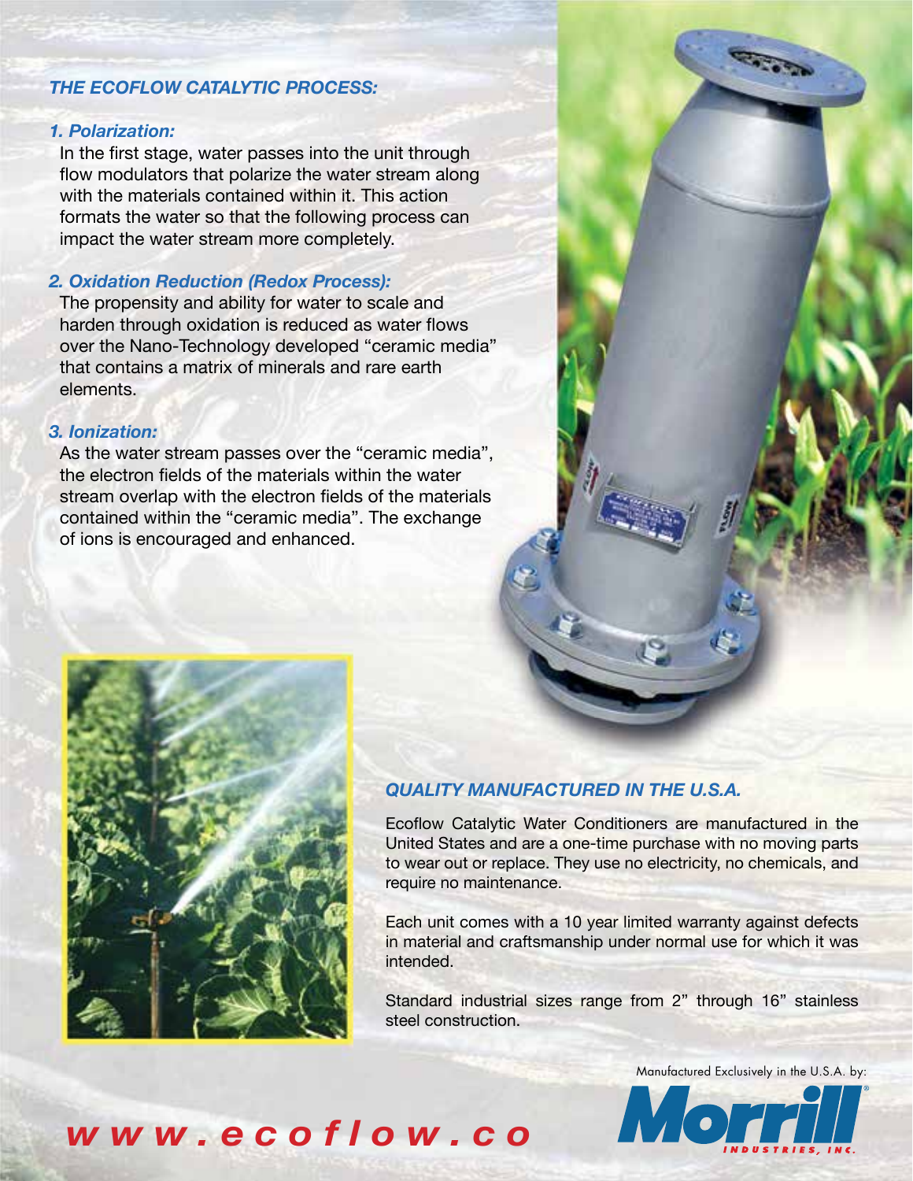## *THE ECOFLOW CATALYTIC PROCESS:*

### *1. Polarization:*

In the first stage, water passes into the unit through flow modulators that polarize the water stream along with the materials contained within it. This action formats the water so that the following process can impact the water stream more completely.

### *2. Oxidation Reduction (Redox Process):*

The propensity and ability for water to scale and harden through oxidation is reduced as water flows over the Nano-Technology developed "ceramic media" that contains a matrix of minerals and rare earth elements.

### *3. Ionization:*

As the water stream passes over the "ceramic media", the electron fields of the materials within the water stream overlap with the electron fields of the materials contained within the "ceramic media". The exchange of ions is encouraged and enhanced.

## *QUALITY MANUFACTURED IN THE U.S.A.*

Ecoflow Catalytic Water Conditioners are manufactured in the United States and are a one-time purchase with no moving parts to wear out or replace. They use no electricity, no chemicals, and require no maintenance.

Each unit comes with a 10 year limited warranty against defects in material and craftsmanship under normal use for which it was intended.

Standard industrial sizes range from 2" through 16" stainless steel construction.

Manufactured Exclusively in the U.S.A. by:

Morrill® INDUSTRIES, INC.

***www.ecoflow.co***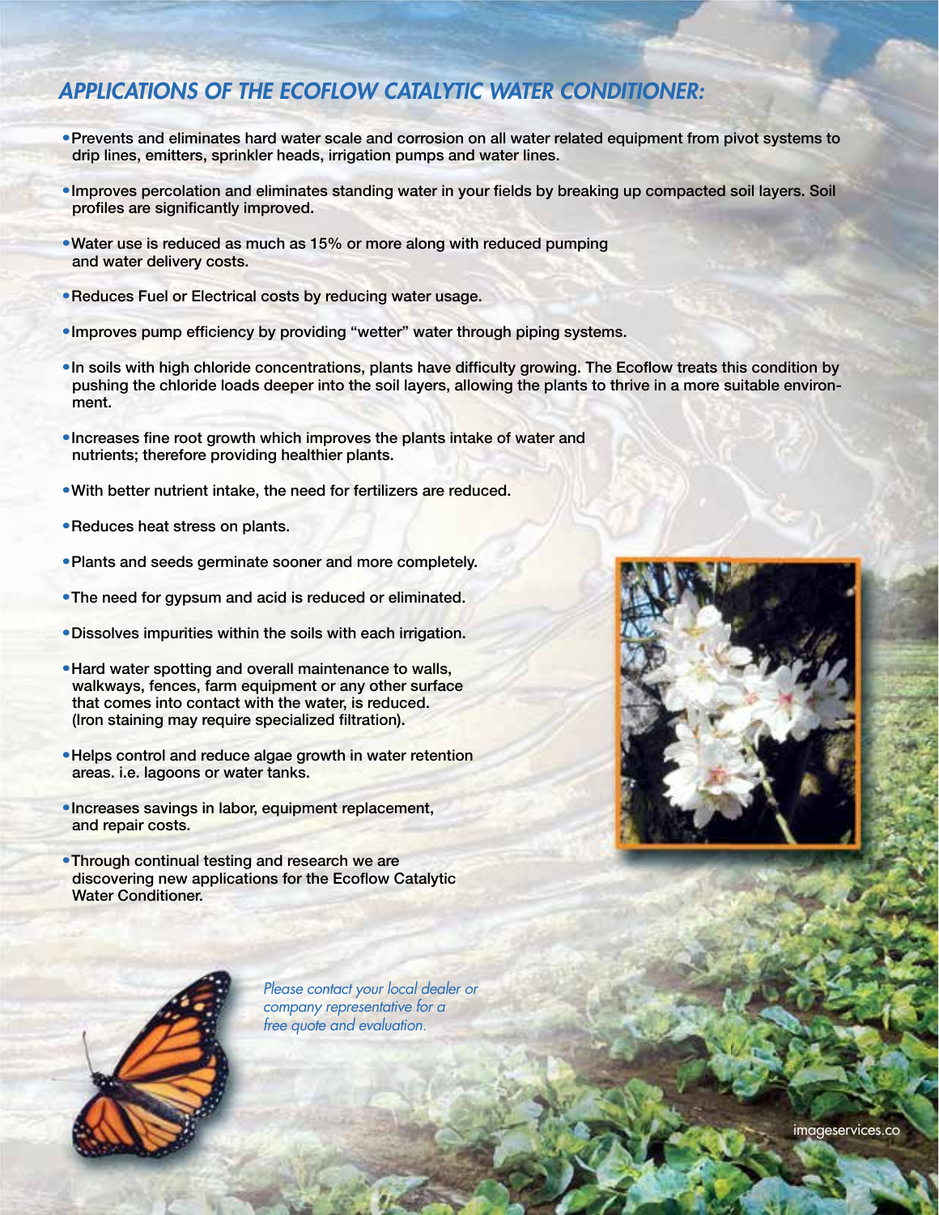## *APPLICATIONS OF THE ECOFLOW CATALYTIC WATER CONDITIONER:*

- Prevents and eliminates hard water scale and corrosion on all water related equipment from pivot systems to drip lines, emitters, sprinkler heads, irrigation pumps and water lines.
- Improves percolation and eliminates standing water in your fields by breaking up compacted soil layers. Soil profiles are significantly improved.
- Water use is reduced as much as 15% or more along with reduced pumping and water delivery costs.
- Reduces Fuel or Electrical costs by reducing water usage.
- Improves pump efficiency by providing "wetter" water through piping systems.
- In soils with high chloride concentrations, plants have difficulty growing. The Ecoflow treats this condition by pushing the chloride loads deeper into the soil layers, allowing the plants to thrive in a more suitable environment.
- Increases fine root growth which improves the plants intake of water and nutrients; therefore providing healthier plants.
- With better nutrient intake, the need for fertilizers are reduced.
- Reduces heat stress on plants.
- Plants and seeds germinate sooner and more completely.
- The need for gypsum and acid is reduced or eliminated.
- Dissolves impurities within the soils with each irrigation.
- Hard water spotting and overall maintenance to walls, walkways, fences, farm equipment or any other surface that comes into contact with the water, is reduced. (Iron staining may require specialized filtration).
- Helps control and reduce algae growth in water retention areas. i.e. lagoons or water tanks.
- Increases savings in labor, equipment replacement, and repair costs.
- Through continual testing and research we are discovering new applications for the Ecoflow Catalytic Water Conditioner.

*Please contact your local dealer or company representative for a free quote and evaluation.*

imageservices.co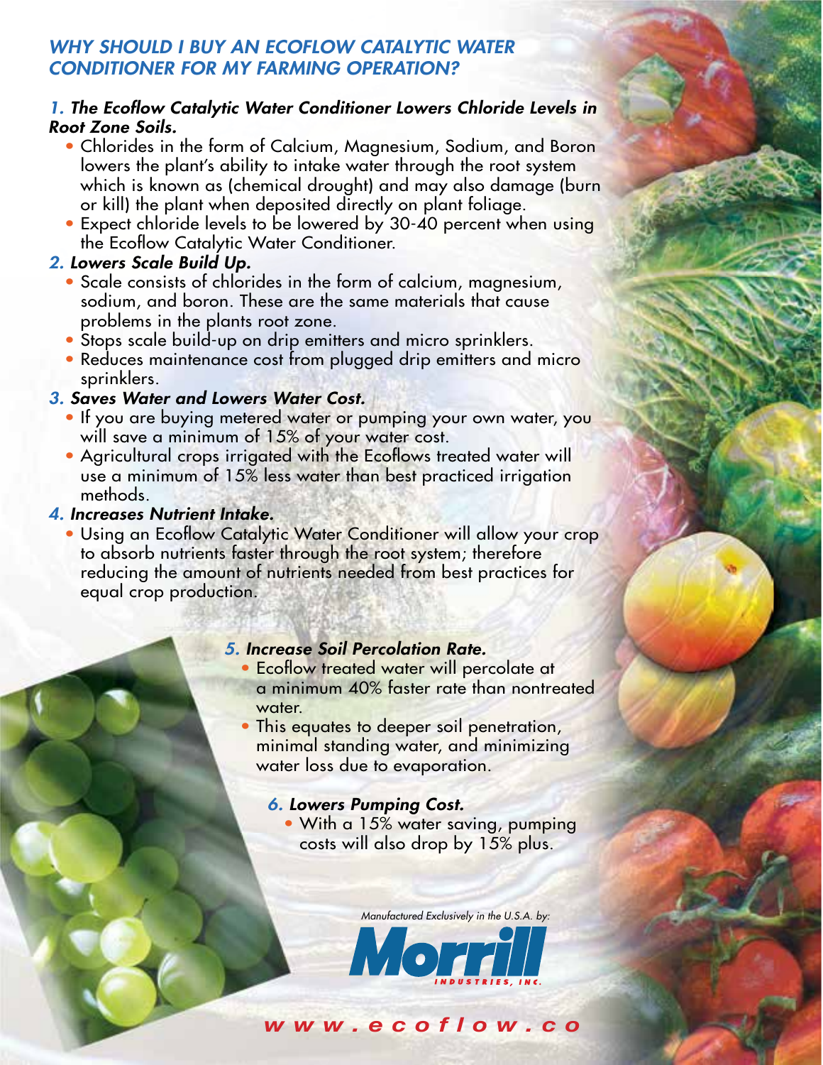## *WHY SHOULD I BUY AN ECOFLOW CATALYTIC WATER CONDITIONER FOR MY FARMING OPERATION?*

### *1. The Ecoflow Catalytic Water Conditioner Lowers Chloride Levels in Root Zone Soils.*

- Chlorides in the form of Calcium, Magnesium, Sodium, and Boron lowers the plant's ability to intake water through the root system which is known as (chemical drought) and may also damage (burn or kill) the plant when deposited directly on plant foliage.
- Expect chloride levels to be lowered by 30-40 percent when using the Ecoflow Catalytic Water Conditioner.

### *2. Lowers Scale Build Up.*

- Scale consists of chlorides in the form of calcium, magnesium, sodium, and boron. These are the same materials that cause problems in the plants root zone.
- Stops scale build-up on drip emitters and micro sprinklers.
- Reduces maintenance cost from plugged drip emitters and micro sprinklers.

### *3. Saves Water and Lowers Water Cost.*

- If you are buying metered water or pumping your own water, you will save a minimum of 15% of your water cost.
- Agricultural crops irrigated with the Ecoflows treated water will use a minimum of 15% less water than best practiced irrigation methods.

### *4. Increases Nutrient Intake.*

- Using an Ecoflow Catalytic Water Conditioner will allow your crop to absorb nutrients faster through the root system; therefore reducing the amount of nutrients needed from best practices for equal crop production.

### *5. Increase Soil Percolation Rate.*

- Ecoflow treated water will percolate at a minimum 40% faster rate than nontreated water.
- This equates to deeper soil penetration, minimal standing water, and minimizing water loss due to evaporation.

### *6. Lowers Pumping Cost.*

- With a 15% water saving, pumping costs will also drop by 15% plus.

*Manufactured Exclusively in the U.S.A. by:*

**Morrill INDUSTRIES, INC.**

**www.ecoflow.co**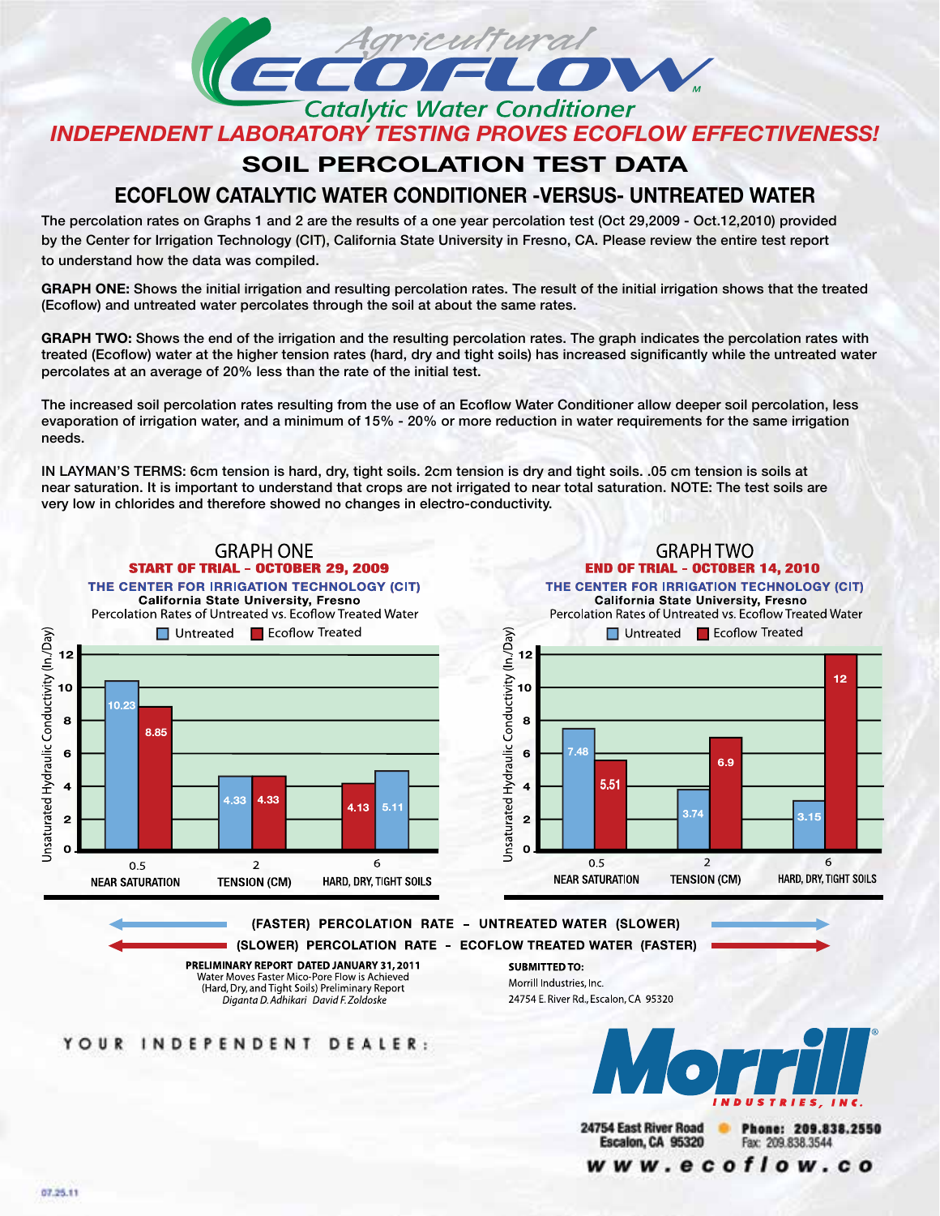# Agricultural ECOFLOW

Catalytic Water Conditioner

## INDEPENDENT LABORATORY TESTING PROVES ECOFLOW EFFECTIVENESS!

## SOIL PERCOLATION TEST DATA

### ECOFLOW CATALYTIC WATER CONDITIONER -VERSUS- UNTREATED WATER

The percolation rates on Graphs 1 and 2 are the results of a one year percolation test (Oct 29,2009 - Oct.12,2010) provided by the Center for Irrigation Technology (CIT), California State University in Fresno, CA. Please review the entire test report to understand how the data was compiled.

**GRAPH ONE:** Shows the initial irrigation and resulting percolation rates. The result of the initial irrigation shows that the treated (Ecoflow) and untreated water percolates through the soil at about the same rates.

**GRAPH TWO:** Shows the end of the irrigation and the resulting percolation rates. The graph indicates the percolation rates with treated (Ecoflow) water at the higher tension rates (hard, dry and tight soils) has increased significantly while the untreated water percolates at an average of 20% less than the rate of the initial test.

The increased soil percolation rates resulting from the use of an Ecoflow Water Conditioner allow deeper soil percolation, less evaporation of irrigation water, and a minimum of 15% - 20% or more reduction in water requirements for the same irrigation needs.

IN LAYMAN'S TERMS: 6cm tension is hard, dry, tight soils. 2cm tension is dry and tight soils. .05 cm tension is soils at near saturation. It is important to understand that crops are not irrigated to near total saturation. NOTE: The test soils are very low in chlorides and therefore showed no changes in electro-conductivity.

GRAPH ONE
START OF TRIAL – OCTOBER 29, 2009
THE CENTER FOR IRRIGATION TECHNOLOGY (CIT)
California State University, Fresno
Percolation Rates of Untreated vs. Ecoflow Treated Water
Untreated | Ecoflow Treated
Unsaturated Hydraulic Conductivity (In./Day)
0 2 4 6 8 10 12
10.23 8.85 | 4.33 4.33 | 4.13 5.11
0.5 NEAR SATURATION | 2 TENSION (CM) | 6 HARD, DRY, TIGHT SOILS

GRAPH TWO
END OF TRIAL – OCTOBER 14, 2010
THE CENTER FOR IRRIGATION TECHNOLOGY (CIT)
California State University, Fresno
Percolation Rates of Untreated vs. Ecoflow Treated Water
Untreated | Ecoflow Treated
Unsaturated Hydraulic Conductivity (In./Day)
0 2 4 6 8 10 12
7.48 5.51 | 3.74 6.9 | 3.15 12
0.5 NEAR SATURATION | 2 TENSION (CM) | 6 HARD, DRY, TIGHT SOILS

(FASTER) PERCOLATION RATE – UNTREATED WATER (SLOWER)

(SLOWER) PERCOLATION RATE – ECOFLOW TREATED WATER (FASTER)

**PRELIMINARY REPORT DATED JANUARY 31, 2011**
Water Moves Faster Mico-Pore Flow is Achieved
(Hard, Dry, and Tight Soils) Preliminary Report
*Diganta D. Adhikari David F. Zoldoske*

**SUBMITTED TO:**
Morrill Industries, Inc.
24754 E. River Rd., Escalon, CA 95320

YOUR INDEPENDENT DEALER:

Morrill INDUSTRIES, INC.

24754 East River Road
Escalon, CA 95320

Phone: 209.838.2550
Fax: 209.838.3544

www.ecoflow.co

07.25.11